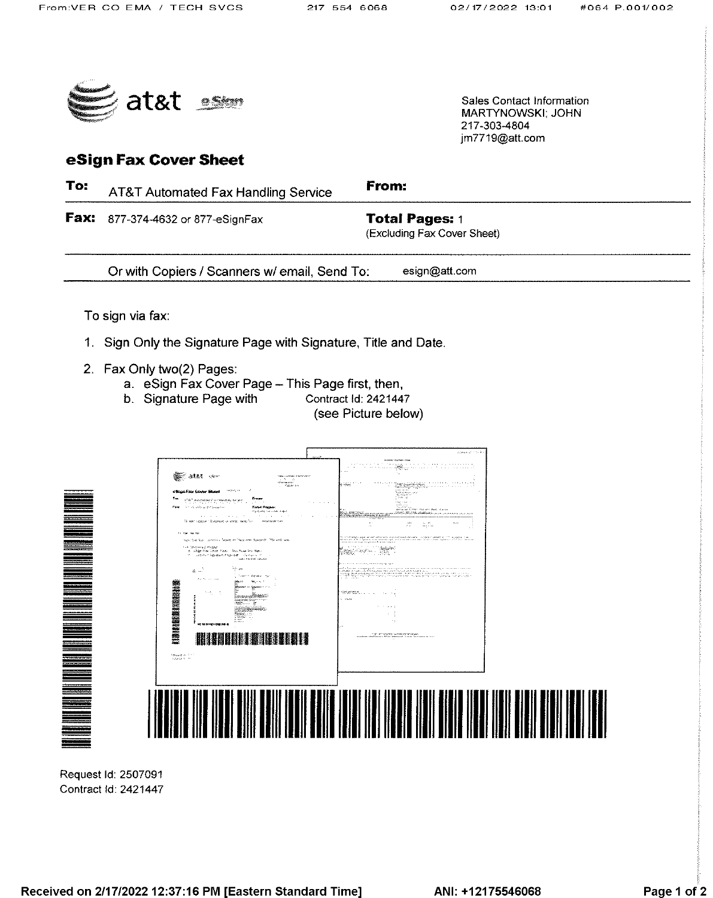at&t eSign

Sales Contact Information
MARTYNOWSKI; JOHN
217-303-4804
jm7719@att.com

## eSign Fax Cover Sheet

| | | | |
|---|---|---|---|
| **To:** | AT&T Automated Fax Handling Service | **From:** | |
| **Fax:** | 877-374-4632 or 877-eSignFax | **Total Pages:** 1 (Excluding Fax Cover Sheet) | |

Or with Copiers / Scanners w/ email, Send To: esign@att.com

To sign via fax:

1. Sign Only the Signature Page with Signature, Title and Date.
2. Fax Only two(2) Pages:
   a. eSign Fax Cover Page – This Page first, then,
   b. Signature Page with Contract Id: 2421447 (see Picture below)

Request Id: 2507091
Contract Id: 2421447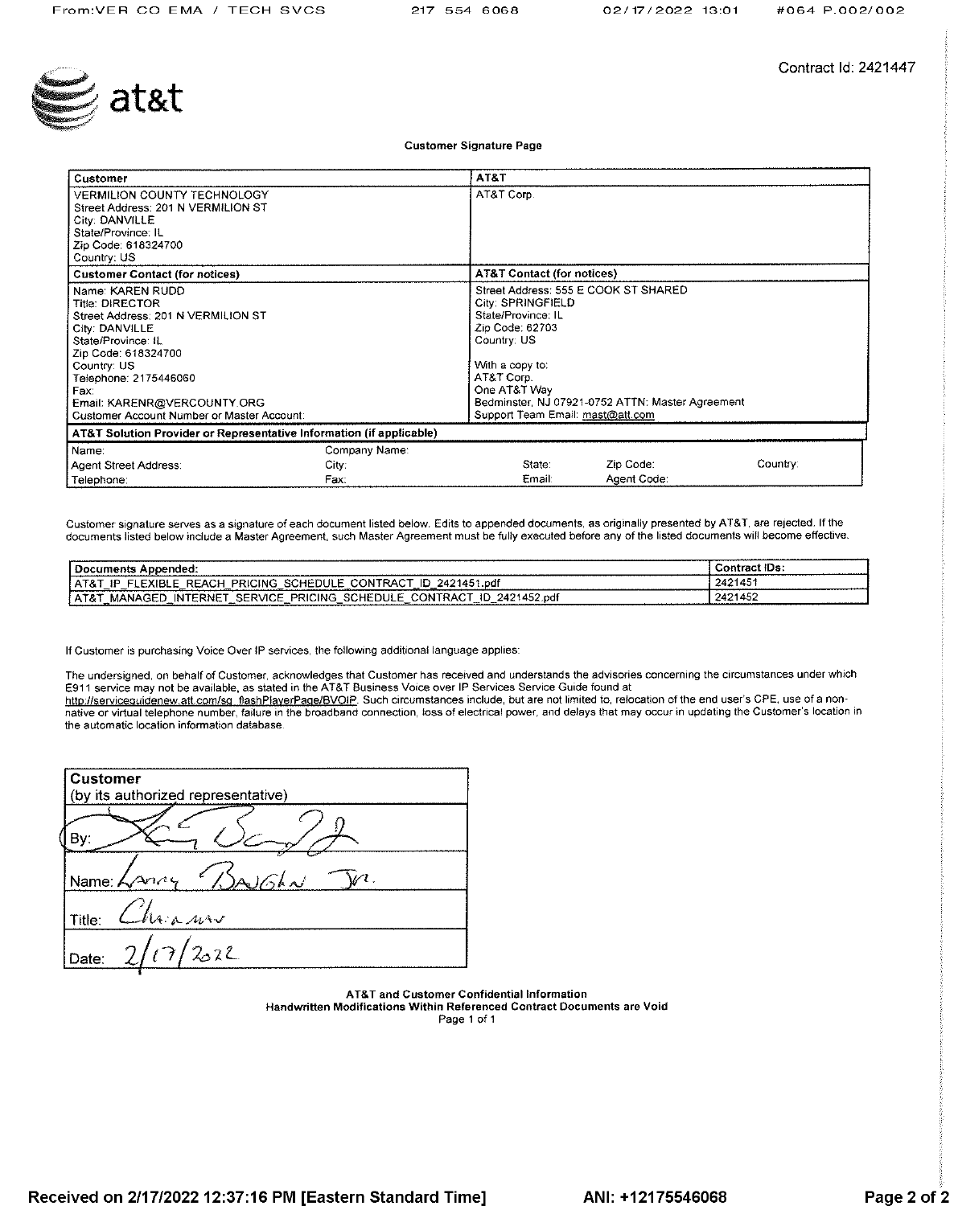Contract Id: 2421447

at&t

**Customer Signature Page**

| Customer | AT&T |
|---|---|
| VERMILION COUNTY TECHNOLOGY<br>Street Address: 201 N VERMILION ST<br>City: DANVILLE<br>State/Province: IL<br>Zip Code: 618324700<br>Country: US | AT&T Corp. |
| **Customer Contact (for notices)** | **AT&T Contact (for notices)** |
| Name: KAREN RUDD<br>Title: DIRECTOR<br>Street Address: 201 N VERMILION ST<br>City: DANVILLE<br>State/Province: IL<br>Zip Code: 618324700<br>Country: US<br>Telephone: 2175446060<br>Fax:<br>Email: KARENR@VERCOUNTY.ORG<br>Customer Account Number or Master Account: | Street Address: 555 E COOK ST SHARED<br>City: SPRINGFIELD<br>State/Province: IL<br>Zip Code: 62703<br>Country: US<br><br>With a copy to:<br>AT&T Corp.<br>One AT&T Way<br>Bedminster, NJ 07921-0752 ATTN: Master Agreement<br>Support Team Email: mast@att.com |

**AT&T Solution Provider or Representative Information (if applicable)**

| | | | | |
|---|---|---|---|---|
| Name: | Company Name: | | | |
| Agent Street Address: | City: | State: | Zip Code: | Country: |
| Telephone: | Fax: | Email: | Agent Code: | |

Customer signature serves as a signature of each document listed below. Edits to appended documents, as originally presented by AT&T, are rejected. If the documents listed below include a Master Agreement, such Master Agreement must be fully executed before any of the listed documents will become effective.

| Documents Appended: | Contract IDs: |
|---|---|
| AT&T_IP_FLEXIBLE_REACH_PRICING_SCHEDULE_CONTRACT_ID_2421451.pdf | 2421451 |
| AT&T_MANAGED_INTERNET_SERVICE_PRICING_SCHEDULE_CONTRACT_ID_2421452.pdf | 2421452 |

If Customer is purchasing Voice Over IP services, the following additional language applies:

The undersigned, on behalf of Customer, acknowledges that Customer has received and understands the advisories concerning the circumstances under which E911 service may not be available, as stated in the AT&T Business Voice over IP Services Service Guide found at http://serviceguidenew.att.com/sg_flashPlayerPage/BVOIP. Such circumstances include, but are not limited to, relocation of the end user's CPE, use of a non-native or virtual telephone number, failure in the broadband connection, loss of electrical power, and delays that may occur in updating the Customer's location in the automatic location information database.

| Customer<br>(by its authorized representative) |
|---|
| By: [signature] |
| Name: Larry Baughn Jr. |
| Title: Chairman |
| Date: 2/17/2022 |

**AT&T and Customer Confidential Information**
**Handwritten Modifications Within Referenced Contract Documents are Void**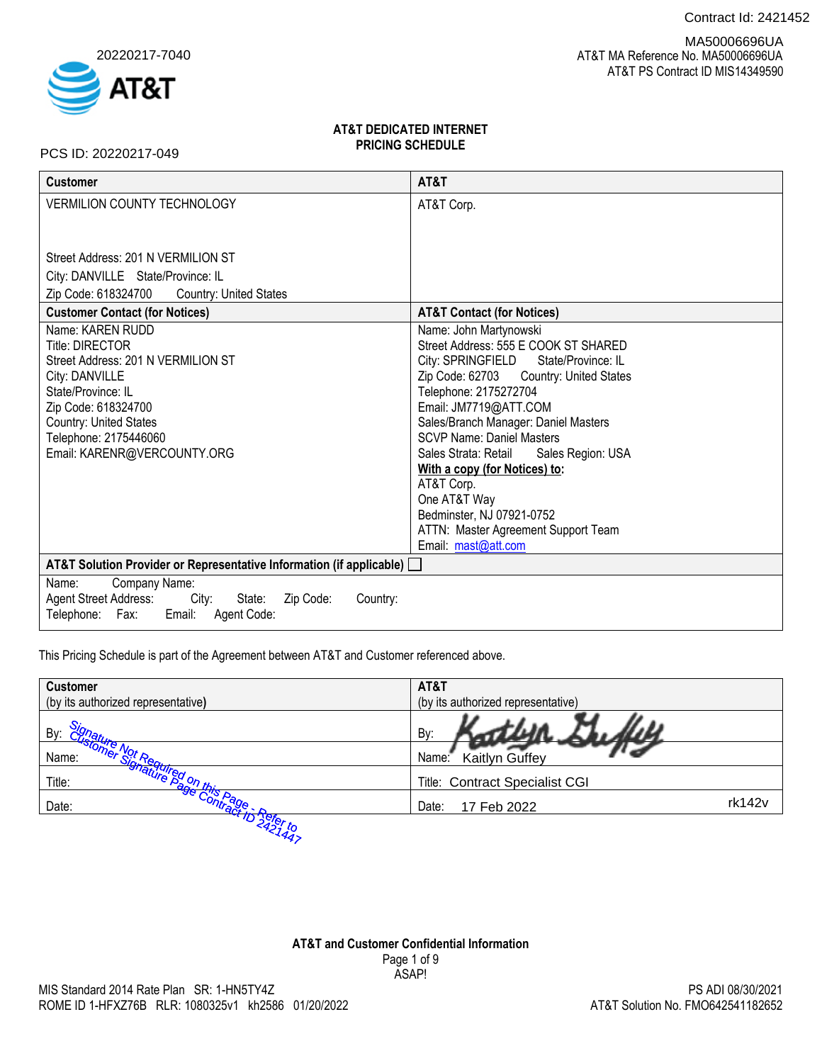Contract Id: 2421452

20220217-7040

MA50006696UA
AT&T MA Reference No. MA50006696UA
AT&T PS Contract ID MIS14349590

PCS ID: 20220217-049

## AT&T DEDICATED INTERNET PRICING SCHEDULE

| Customer | AT&T |
|---|---|
| VERMILION COUNTY TECHNOLOGY<br><br>Street Address: 201 N VERMILION ST<br>City: DANVILLE State/Province: IL<br>Zip Code: 618324700 Country: United States | AT&T Corp. |
| **Customer Contact (for Notices)** | **AT&T Contact (for Notices)** |
| Name: KAREN RUDD<br>Title: DIRECTOR<br>Street Address: 201 N VERMILION ST<br>City: DANVILLE<br>State/Province: IL<br>Zip Code: 618324700<br>Country: United States<br>Telephone: 2175446060<br>Email: KARENR@VERCOUNTY.ORG | Name: John Martynowski<br>Street Address: 555 E COOK ST SHARED<br>City: SPRINGFIELD State/Province: IL<br>Zip Code: 62703 Country: United States<br>Telephone: 2175272704<br>Email: JM7719@ATT.COM<br>Sales/Branch Manager: Daniel Masters<br>SCVP Name: Daniel Masters<br>Sales Strata: Retail Sales Region: USA<br>**With a copy (for Notices) to:**<br>AT&T Corp.<br>One AT&T Way<br>Bedminster, NJ 07921-0752<br>ATTN: Master Agreement Support Team<br>Email: mast@att.com |
| **AT&T Solution Provider or Representative Information (if applicable)** ☐ | |
| Name: Company Name:<br>Agent Street Address: City: State: Zip Code: Country:<br>Telephone: Fax: Email: Agent Code: | |

This Pricing Schedule is part of the Agreement between AT&T and Customer referenced above.

| **Customer**<br>(by its authorized representative) | **AT&T**<br>(by its authorized representative) |
|---|---|
| By: Signature Not Required on this Page - Refer to Customer Signature Page Contract ID 2421447 | By: Kaitlyn Guffey |
| Name: | Name: Kaitlyn Guffey |
| Title: | Title: Contract Specialist CGI |
| Date: | Date: 17 Feb 2022 rk142v |

**AT&T and Customer Confidential Information**

ASAP!

MIS Standard 2014 Rate Plan SR: 1-HN5TY4Z
ROME ID 1-HFXZ76B RLR: 1080325v1 kh2586 01/20/2022

PS ADI 08/30/2021
AT&T Solution No. FMO642541182652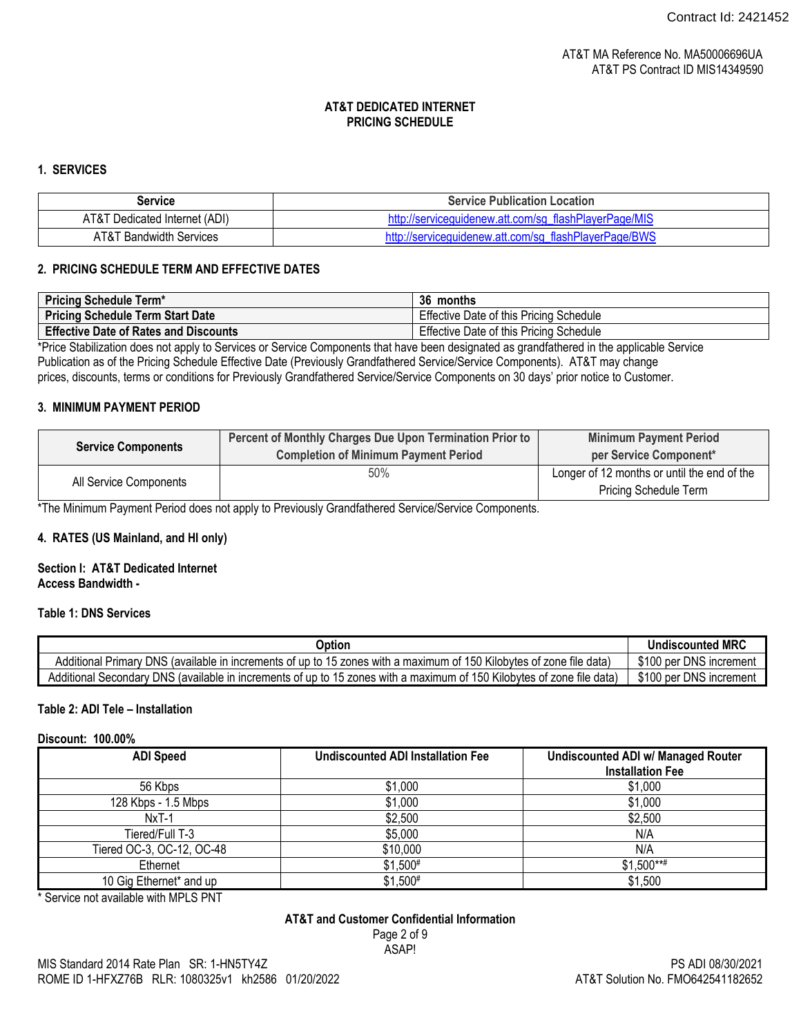AT&T MA Reference No. MA50006696UA
AT&T PS Contract ID MIS14349590

# AT&T DEDICATED INTERNET PRICING SCHEDULE

## 1. SERVICES

| Service | Service Publication Location |
|---|---|
| AT&T Dedicated Internet (ADI) | http://serviceguidenew.att.com/sg_flashPlayerPage/MIS |
| AT&T Bandwidth Services | http://serviceguidenew.att.com/sg_flashPlayerPage/BWS |

## 2. PRICING SCHEDULE TERM AND EFFECTIVE DATES

| | |
|---|---|
| **Pricing Schedule Term*** | **36 months** |
| **Pricing Schedule Term Start Date** | Effective Date of this Pricing Schedule |
| **Effective Date of Rates and Discounts** | Effective Date of this Pricing Schedule |

*Price Stabilization does not apply to Services or Service Components that have been designated as grandfathered in the applicable Service Publication as of the Pricing Schedule Effective Date (Previously Grandfathered Service/Service Components). AT&T may change prices, discounts, terms or conditions for Previously Grandfathered Service/Service Components on 30 days' prior notice to Customer.

## 3. MINIMUM PAYMENT PERIOD

| Service Components | Percent of Monthly Charges Due Upon Termination Prior to Completion of Minimum Payment Period | Minimum Payment Period per Service Component* |
|---|---|---|
| All Service Components | 50% | Longer of 12 months or until the end of the Pricing Schedule Term |

*The Minimum Payment Period does not apply to Previously Grandfathered Service/Service Components.

## 4. RATES (US Mainland, and HI only)

**Section I: AT&T Dedicated Internet**
**Access Bandwidth -**

**Table 1: DNS Services**

| Option | Undiscounted MRC |
|---|---|
| Additional Primary DNS (available in increments of up to 15 zones with a maximum of 150 Kilobytes of zone file data) | $100 per DNS increment |
| Additional Secondary DNS (available in increments of up to 15 zones with a maximum of 150 Kilobytes of zone file data) | $100 per DNS increment |

**Table 2: ADI Tele – Installation**

**Discount: 100.00%**

| ADI Speed | Undiscounted ADI Installation Fee | Undiscounted ADI w/ Managed Router Installation Fee |
|---|---|---|
| 56 Kbps | $1,000 | $1,000 |
| 128 Kbps - 1.5 Mbps | $1,000 | $1,000 |
| NxT-1 | $2,500 | $2,500 |
| Tiered/Full T-3 | $5,000 | N/A |
| Tiered OC-3, OC-12, OC-48 | $10,000 | N/A |
| Ethernet | $1,500# | $1,500**# |
| 10 Gig Ethernet* and up | $1,500# | $1,500 |

* Service not available with MPLS PNT

**AT&T and Customer Confidential Information**

MIS Standard 2014 Rate Plan SR: 1-HN5TY4Z
ROME ID 1-HFXZ76B RLR: 1080325v1 kh2586 01/20/2022
PS ADI 08/30/2021
AT&T Solution No. FMO642541182652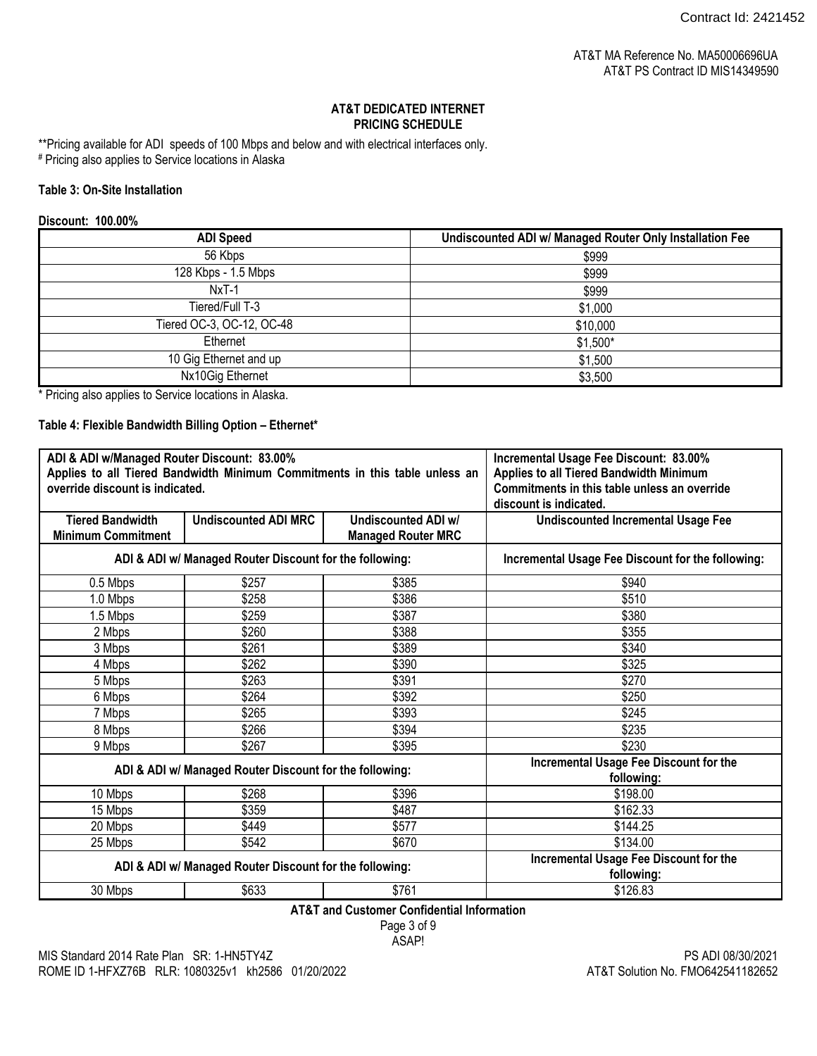AT&T MA Reference No. MA50006696UA
AT&T PS Contract ID MIS14349590

## AT&T DEDICATED INTERNET PRICING SCHEDULE

**Pricing available for ADI speeds of 100 Mbps and below and with electrical interfaces only.
# Pricing also applies to Service locations in Alaska

**Table 3: On-Site Installation**

**Discount: 100.00%**

| ADI Speed | Undiscounted ADI w/ Managed Router Only Installation Fee |
|---|---|
| 56 Kbps | $999 |
| 128 Kbps - 1.5 Mbps | $999 |
| NxT-1 | $999 |
| Tiered/Full T-3 | $1,000 |
| Tiered OC-3, OC-12, OC-48 | $10,000 |
| Ethernet | $1,500* |
| 10 Gig Ethernet and up | $1,500 |
| Nx10Gig Ethernet | $3,500 |

* Pricing also applies to Service locations in Alaska.

**Table 4: Flexible Bandwidth Billing Option – Ethernet***

| ADI & ADI w/Managed Router Discount: 83.00% Applies to all Tiered Bandwidth Minimum Commitments in this table unless an override discount is indicated. | | | Incremental Usage Fee Discount: 83.00% Applies to all Tiered Bandwidth Minimum Commitments in this table unless an override discount is indicated. |
|---|---|---|---|
| **Tiered Bandwidth Minimum Commitment** | **Undiscounted ADI MRC** | **Undiscounted ADI w/ Managed Router MRC** | **Undiscounted Incremental Usage Fee** |
| **ADI & ADI w/ Managed Router Discount for the following:** | | | **Incremental Usage Fee Discount for the following:** |
| 0.5 Mbps | $257 | $385 | $940 |
| 1.0 Mbps | $258 | $386 | $510 |
| 1.5 Mbps | $259 | $387 | $380 |
| 2 Mbps | $260 | $388 | $355 |
| 3 Mbps | $261 | $389 | $340 |
| 4 Mbps | $262 | $390 | $325 |
| 5 Mbps | $263 | $391 | $270 |
| 6 Mbps | $264 | $392 | $250 |
| 7 Mbps | $265 | $393 | $245 |
| 8 Mbps | $266 | $394 | $235 |
| 9 Mbps | $267 | $395 | $230 |
| **ADI & ADI w/ Managed Router Discount for the following:** | | | **Incremental Usage Fee Discount for the following:** |
| 10 Mbps | $268 | $396 | $198.00 |
| 15 Mbps | $359 | $487 | $162.33 |
| 20 Mbps | $449 | $577 | $144.25 |
| 25 Mbps | $542 | $670 | $134.00 |
| **ADI & ADI w/ Managed Router Discount for the following:** | | | **Incremental Usage Fee Discount for the following:** |
| 30 Mbps | $633 | $761 | $126.83 |

**AT&T and Customer Confidential Information**

ASAP!

MIS Standard 2014 Rate Plan SR: 1-HN5TY4Z
ROME ID 1-HFXZ76B RLR: 1080325v1 kh2586 01/20/2022

PS ADI 08/30/2021
AT&T Solution No. FMO642541182652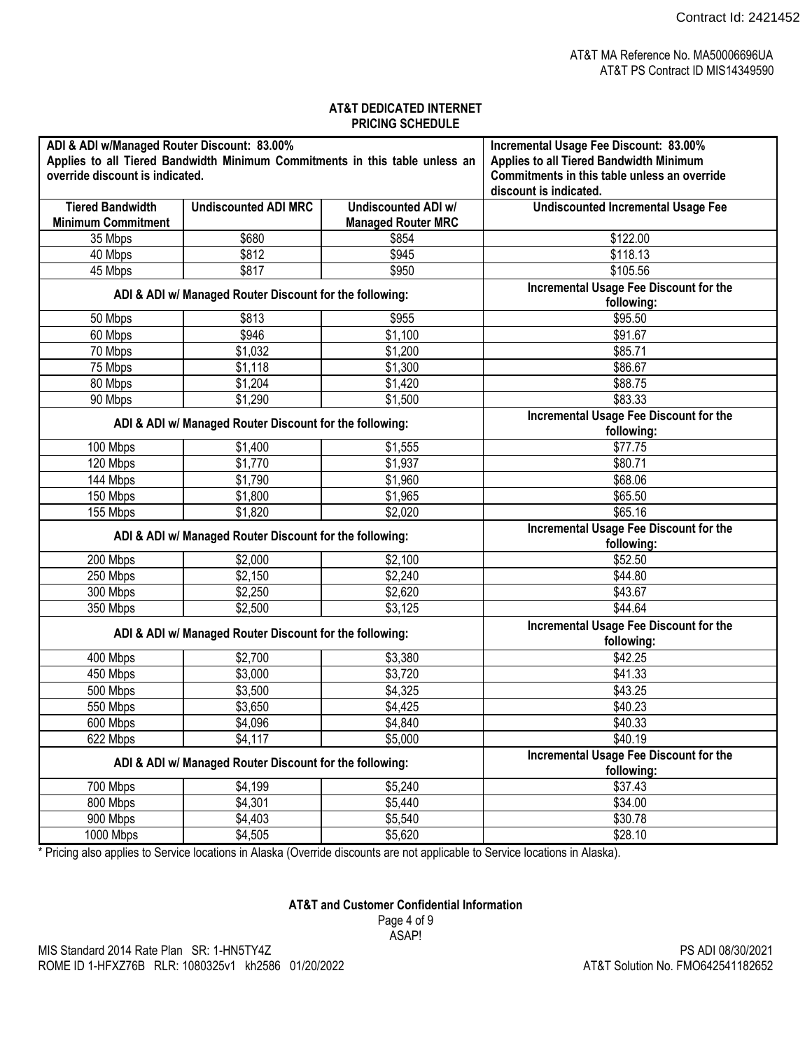AT&T MA Reference No. MA50006696UA
AT&T PS Contract ID MIS14349590

## AT&T DEDICATED INTERNET PRICING SCHEDULE

| **ADI & ADI w/Managed Router Discount: 83.00%** Applies to all Tiered Bandwidth Minimum Commitments in this table unless an override discount is indicated. | | | **Incremental Usage Fee Discount: 83.00%** Applies to all Tiered Bandwidth Minimum Commitments in this table unless an override discount is indicated. |
|---|---|---|---|
| **Tiered Bandwidth Minimum Commitment** | **Undiscounted ADI MRC** | **Undiscounted ADI w/ Managed Router MRC** | **Undiscounted Incremental Usage Fee** |
| 35 Mbps | $680 | $854 | $122.00 |
| 40 Mbps | $812 | $945 | $118.13 |
| 45 Mbps | $817 | $950 | $105.56 |
| **ADI & ADI w/ Managed Router Discount for the following:** | | | **Incremental Usage Fee Discount for the following:** |
| 50 Mbps | $813 | $955 | $95.50 |
| 60 Mbps | $946 | $1,100 | $91.67 |
| 70 Mbps | $1,032 | $1,200 | $85.71 |
| 75 Mbps | $1,118 | $1,300 | $86.67 |
| 80 Mbps | $1,204 | $1,420 | $88.75 |
| 90 Mbps | $1,290 | $1,500 | $83.33 |
| **ADI & ADI w/ Managed Router Discount for the following:** | | | **Incremental Usage Fee Discount for the following:** |
| 100 Mbps | $1,400 | $1,555 | $77.75 |
| 120 Mbps | $1,770 | $1,937 | $80.71 |
| 144 Mbps | $1,790 | $1,960 | $68.06 |
| 150 Mbps | $1,800 | $1,965 | $65.50 |
| 155 Mbps | $1,820 | $2,020 | $65.16 |
| **ADI & ADI w/ Managed Router Discount for the following:** | | | **Incremental Usage Fee Discount for the following:** |
| 200 Mbps | $2,000 | $2,100 | $52.50 |
| 250 Mbps | $2,150 | $2,240 | $44.80 |
| 300 Mbps | $2,250 | $2,620 | $43.67 |
| 350 Mbps | $2,500 | $3,125 | $44.64 |
| **ADI & ADI w/ Managed Router Discount for the following:** | | | **Incremental Usage Fee Discount for the following:** |
| 400 Mbps | $2,700 | $3,380 | $42.25 |
| 450 Mbps | $3,000 | $3,720 | $41.33 |
| 500 Mbps | $3,500 | $4,325 | $43.25 |
| 550 Mbps | $3,650 | $4,425 | $40.23 |
| 600 Mbps | $4,096 | $4,840 | $40.33 |
| 622 Mbps | $4,117 | $5,000 | $40.19 |
| **ADI & ADI w/ Managed Router Discount for the following:** | | | **Incremental Usage Fee Discount for the following:** |
| 700 Mbps | $4,199 | $5,240 | $37.43 |
| 800 Mbps | $4,301 | $5,440 | $34.00 |
| 900 Mbps | $4,403 | $5,540 | $30.78 |
| 1000 Mbps | $4,505 | $5,620 | $28.10 |

* Pricing also applies to Service locations in Alaska (Override discounts are not applicable to Service locations in Alaska).

**AT&T and Customer Confidential Information**

ASAP!

MIS Standard 2014 Rate Plan SR: 1-HN5TY4Z
ROME ID 1-HFXZ76B RLR: 1080325v1 kh2586 01/20/2022

PS ADI 08/30/2021
AT&T Solution No. FMO642541182652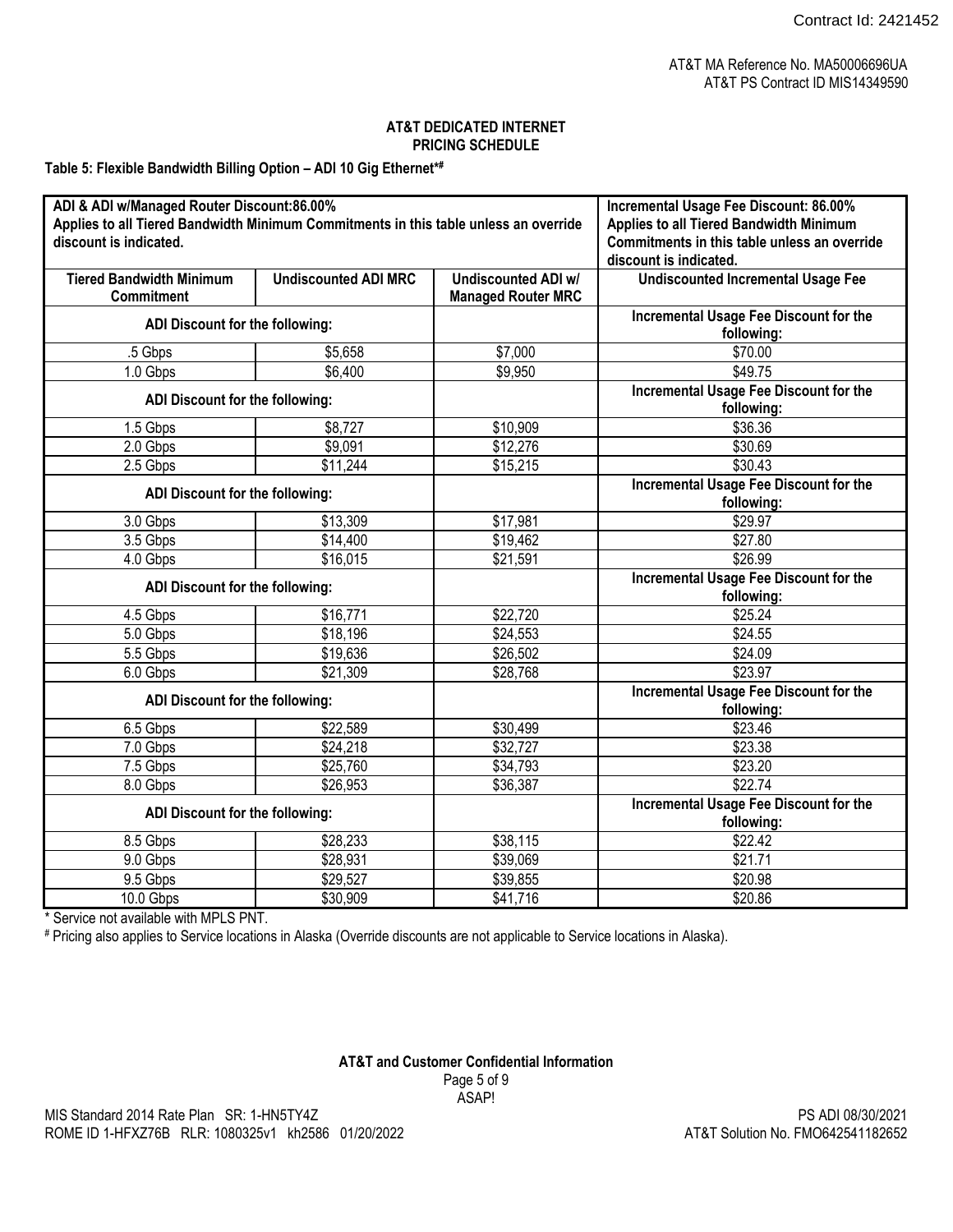AT&T MA Reference No. MA50006696UA
AT&T PS Contract ID MIS14349590

## AT&T DEDICATED INTERNET
## PRICING SCHEDULE

**Table 5: Flexible Bandwidth Billing Option – ADI 10 Gig Ethernet*#**

| **ADI & ADI w/Managed Router Discount:86.00%<br>Applies to all Tiered Bandwidth Minimum Commitments in this table unless an override discount is indicated.** | | | **Incremental Usage Fee Discount: 86.00%<br>Applies to all Tiered Bandwidth Minimum Commitments in this table unless an override discount is indicated.** |
|---|---|---|---|
| **Tiered Bandwidth Minimum Commitment** | **Undiscounted ADI MRC** | **Undiscounted ADI w/ Managed Router MRC** | **Undiscounted Incremental Usage Fee** |
| **ADI Discount for the following:** | | | **Incremental Usage Fee Discount for the following:** |
| .5 Gbps | $5,658 | $7,000 | $70.00 |
| 1.0 Gbps | $6,400 | $9,950 | $49.75 |
| **ADI Discount for the following:** | | | **Incremental Usage Fee Discount for the following:** |
| 1.5 Gbps | $8,727 | $10,909 | $36.36 |
| 2.0 Gbps | $9,091 | $12,276 | $30.69 |
| 2.5 Gbps | $11,244 | $15,215 | $30.43 |
| **ADI Discount for the following:** | | | **Incremental Usage Fee Discount for the following:** |
| 3.0 Gbps | $13,309 | $17,981 | $29.97 |
| 3.5 Gbps | $14,400 | $19,462 | $27.80 |
| 4.0 Gbps | $16,015 | $21,591 | $26.99 |
| **ADI Discount for the following:** | | | **Incremental Usage Fee Discount for the following:** |
| 4.5 Gbps | $16,771 | $22,720 | $25.24 |
| 5.0 Gbps | $18,196 | $24,553 | $24.55 |
| 5.5 Gbps | $19,636 | $26,502 | $24.09 |
| 6.0 Gbps | $21,309 | $28,768 | $23.97 |
| **ADI Discount for the following:** | | | **Incremental Usage Fee Discount for the following:** |
| 6.5 Gbps | $22,589 | $30,499 | $23.46 |
| 7.0 Gbps | $24,218 | $32,727 | $23.38 |
| 7.5 Gbps | $25,760 | $34,793 | $23.20 |
| 8.0 Gbps | $26,953 | $36,387 | $22.74 |
| **ADI Discount for the following:** | | | **Incremental Usage Fee Discount for the following:** |
| 8.5 Gbps | $28,233 | $38,115 | $22.42 |
| 9.0 Gbps | $28,931 | $39,069 | $21.71 |
| 9.5 Gbps | $29,527 | $39,855 | $20.98 |
| 10.0 Gbps | $30,909 | $41,716 | $20.86 |

* Service not available with MPLS PNT.

# Pricing also applies to Service locations in Alaska (Override discounts are not applicable to Service locations in Alaska).

**AT&T and Customer Confidential Information**

ASAP!

MIS Standard 2014 Rate Plan SR: 1-HN5TY4Z
ROME ID 1-HFXZ76B RLR: 1080325v1 kh2586 01/20/2022

PS ADI 08/30/2021
AT&T Solution No. FMO642541182652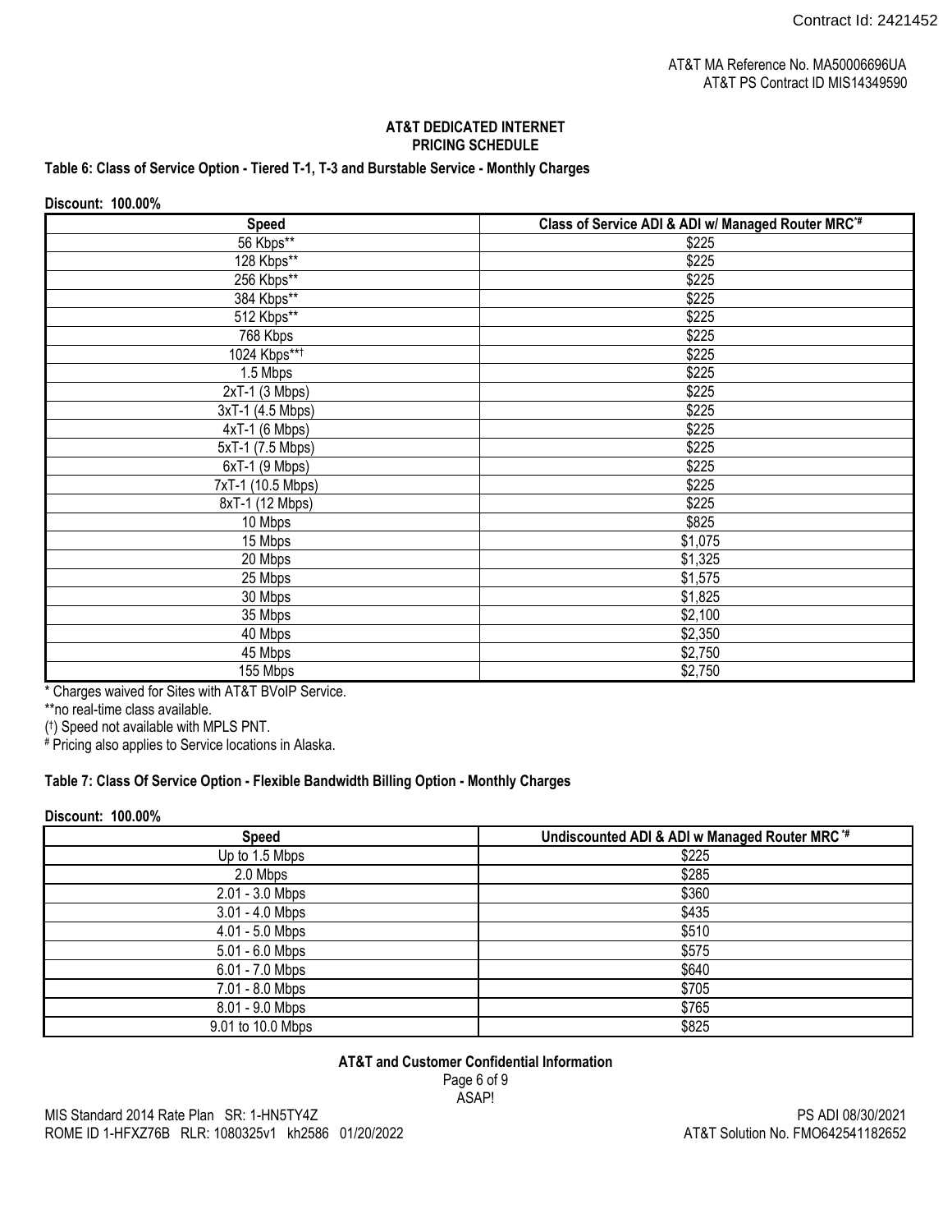AT&T MA Reference No. MA50006696UA
AT&T PS Contract ID MIS14349590

## AT&T DEDICATED INTERNET
## PRICING SCHEDULE

**Table 6: Class of Service Option - Tiered T-1, T-3 and Burstable Service - Monthly Charges**

**Discount: 100.00%**

| Speed | Class of Service ADI & ADI w/ Managed Router MRC*# |
|---|---|
| 56 Kbps** | $225 |
| 128 Kbps** | $225 |
| 256 Kbps** | $225 |
| 384 Kbps** | $225 |
| 512 Kbps** | $225 |
| 768 Kbps | $225 |
| 1024 Kbps**† | $225 |
| 1.5 Mbps | $225 |
| 2xT-1 (3 Mbps) | $225 |
| 3xT-1 (4.5 Mbps) | $225 |
| 4xT-1 (6 Mbps) | $225 |
| 5xT-1 (7.5 Mbps) | $225 |
| 6xT-1 (9 Mbps) | $225 |
| 7xT-1 (10.5 Mbps) | $225 |
| 8xT-1 (12 Mbps) | $225 |
| 10 Mbps | $825 |
| 15 Mbps | $1,075 |
| 20 Mbps | $1,325 |
| 25 Mbps | $1,575 |
| 30 Mbps | $1,825 |
| 35 Mbps | $2,100 |
| 40 Mbps | $2,350 |
| 45 Mbps | $2,750 |
| 155 Mbps | $2,750 |

* Charges waived for Sites with AT&T BVoIP Service.
**no real-time class available.
(†) Speed not available with MPLS PNT.
# Pricing also applies to Service locations in Alaska.

**Table 7: Class Of Service Option - Flexible Bandwidth Billing Option - Monthly Charges**

**Discount: 100.00%**

| Speed | Undiscounted ADI & ADI w Managed Router MRC *# |
|---|---|
| Up to 1.5 Mbps | $225 |
| 2.0 Mbps | $285 |
| 2.01 - 3.0 Mbps | $360 |
| 3.01 - 4.0 Mbps | $435 |
| 4.01 - 5.0 Mbps | $510 |
| 5.01 - 6.0 Mbps | $575 |
| 6.01 - 7.0 Mbps | $640 |
| 7.01 - 8.0 Mbps | $705 |
| 8.01 - 9.0 Mbps | $765 |
| 9.01 to 10.0 Mbps | $825 |

**AT&T and Customer Confidential Information**

ASAP!

MIS Standard 2014 Rate Plan SR: 1-HN5TY4Z
ROME ID 1-HFXZ76B RLR: 1080325v1 kh2586 01/20/2022

PS ADI 08/30/2021
AT&T Solution No. FMO642541182652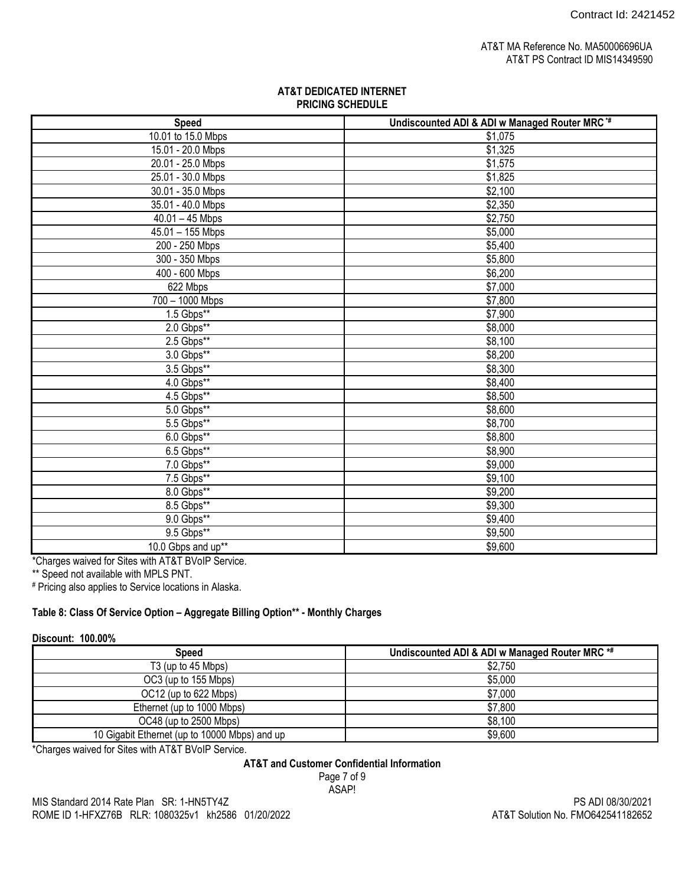AT&T MA Reference No. MA50006696UA
AT&T PS Contract ID MIS14349590

**AT&T DEDICATED INTERNET**
**PRICING SCHEDULE**

| Speed | Undiscounted ADI & ADI w Managed Router MRC *# |
|---|---|
| 10.01 to 15.0 Mbps | $1,075 |
| 15.01 - 20.0 Mbps | $1,325 |
| 20.01 - 25.0 Mbps | $1,575 |
| 25.01 - 30.0 Mbps | $1,825 |
| 30.01 - 35.0 Mbps | $2,100 |
| 35.01 - 40.0 Mbps | $2,350 |
| 40.01 – 45 Mbps | $2,750 |
| 45.01 – 155 Mbps | $5,000 |
| 200 - 250 Mbps | $5,400 |
| 300 - 350 Mbps | $5,800 |
| 400 - 600 Mbps | $6,200 |
| 622 Mbps | $7,000 |
| 700 – 1000 Mbps | $7,800 |
| 1.5 Gbps** | $7,900 |
| 2.0 Gbps** | $8,000 |
| 2.5 Gbps** | $8,100 |
| 3.0 Gbps** | $8,200 |
| 3.5 Gbps** | $8,300 |
| 4.0 Gbps** | $8,400 |
| 4.5 Gbps** | $8,500 |
| 5.0 Gbps** | $8,600 |
| 5.5 Gbps** | $8,700 |
| 6.0 Gbps** | $8,800 |
| 6.5 Gbps** | $8,900 |
| 7.0 Gbps** | $9,000 |
| 7.5 Gbps** | $9,100 |
| 8.0 Gbps** | $9,200 |
| 8.5 Gbps** | $9,300 |
| 9.0 Gbps** | $9,400 |
| 9.5 Gbps** | $9,500 |
| 10.0 Gbps and up** | $9,600 |

*Charges waived for Sites with AT&T BVoIP Service.

** Speed not available with MPLS PNT.

# Pricing also applies to Service locations in Alaska.

**Table 8: Class Of Service Option – Aggregate Billing Option** - Monthly Charges**

**Discount: 100.00%**

| Speed | Undiscounted ADI & ADI w Managed Router MRC *# |
|---|---|
| T3 (up to 45 Mbps) | $2,750 |
| OC3 (up to 155 Mbps) | $5,000 |
| OC12 (up to 622 Mbps) | $7,000 |
| Ethernet (up to 1000 Mbps) | $7,800 |
| OC48 (up to 2500 Mbps) | $8,100 |
| 10 Gigabit Ethernet (up to 10000 Mbps) and up | $9,600 |

*Charges waived for Sites with AT&T BVoIP Service.

**AT&T and Customer Confidential Information**

ASAP!

MIS Standard 2014 Rate Plan SR: 1-HN5TY4Z
ROME ID 1-HFXZ76B RLR: 1080325v1 kh2586 01/20/2022

PS ADI 08/30/2021
AT&T Solution No. FMO642541182652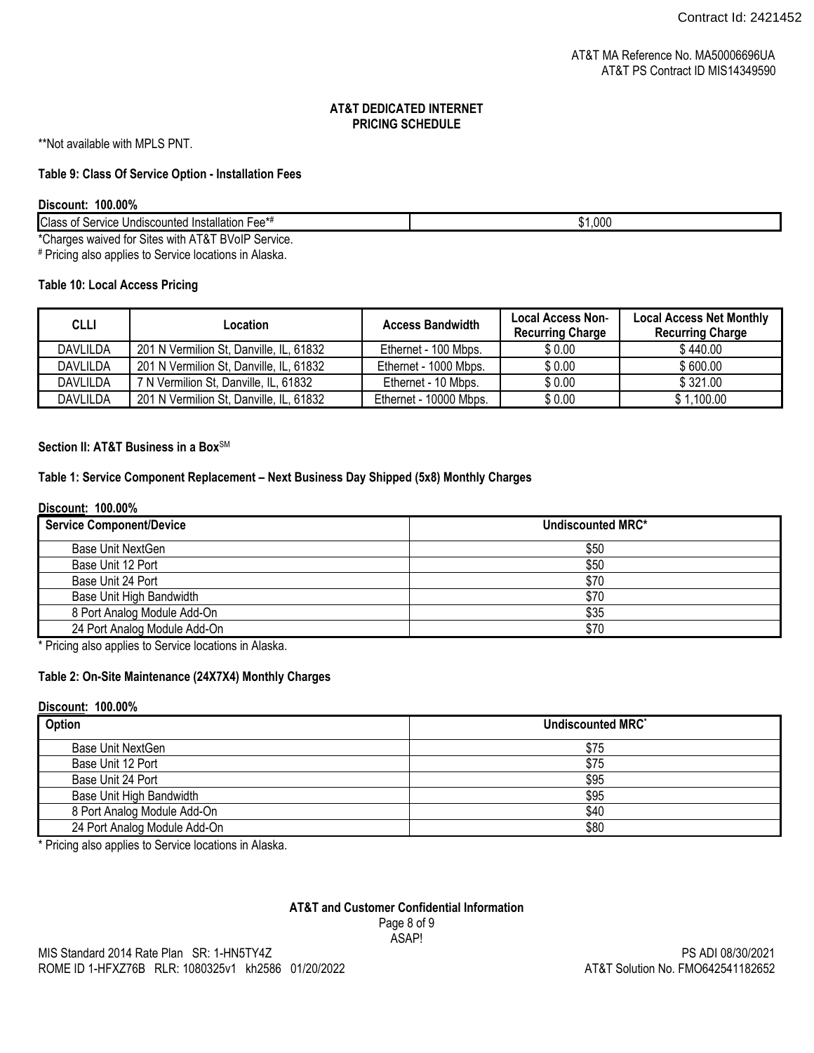**AT&T DEDICATED INTERNET**
**PRICING SCHEDULE**

**Not available with MPLS PNT.

**Table 9: Class Of Service Option - Installation Fees**

**Discount: 100.00%**

| Class of Service Undiscounted Installation Fee*# | $1,000 |
|---|---|

*Charges waived for Sites with AT&T BVoIP Service.

# Pricing also applies to Service locations in Alaska.

**Table 10: Local Access Pricing**

| CLLI | Location | Access Bandwidth | Local Access Non-Recurring Charge | Local Access Net Monthly Recurring Charge |
|---|---|---|---|---|
| DAVLILDA | 201 N Vermilion St, Danville, IL, 61832 | Ethernet - 100 Mbps. | $ 0.00 | $ 440.00 |
| DAVLILDA | 201 N Vermilion St, Danville, IL, 61832 | Ethernet - 1000 Mbps. | $ 0.00 | $ 600.00 |
| DAVLILDA | 7 N Vermilion St, Danville, IL, 61832 | Ethernet - 10 Mbps. | $ 0.00 | $ 321.00 |
| DAVLILDA | 201 N Vermilion St, Danville, IL, 61832 | Ethernet - 10000 Mbps. | $ 0.00 | $ 1,100.00 |

**Section II: AT&T Business in a Box**SM

**Table 1: Service Component Replacement – Next Business Day Shipped (5x8) Monthly Charges**

**Discount: 100.00%**

| Service Component/Device | Undiscounted MRC* |
|---|---|
| Base Unit NextGen | $50 |
| Base Unit 12 Port | $50 |
| Base Unit 24 Port | $70 |
| Base Unit High Bandwidth | $70 |
| 8 Port Analog Module Add-On | $35 |
| 24 Port Analog Module Add-On | $70 |

* Pricing also applies to Service locations in Alaska.

**Table 2: On-Site Maintenance (24X7X4) Monthly Charges**

**Discount: 100.00%**

| Option | Undiscounted MRC* |
|---|---|
| Base Unit NextGen | $75 |
| Base Unit 12 Port | $75 |
| Base Unit 24 Port | $95 |
| Base Unit High Bandwidth | $95 |
| 8 Port Analog Module Add-On | $40 |
| 24 Port Analog Module Add-On | $80 |

* Pricing also applies to Service locations in Alaska.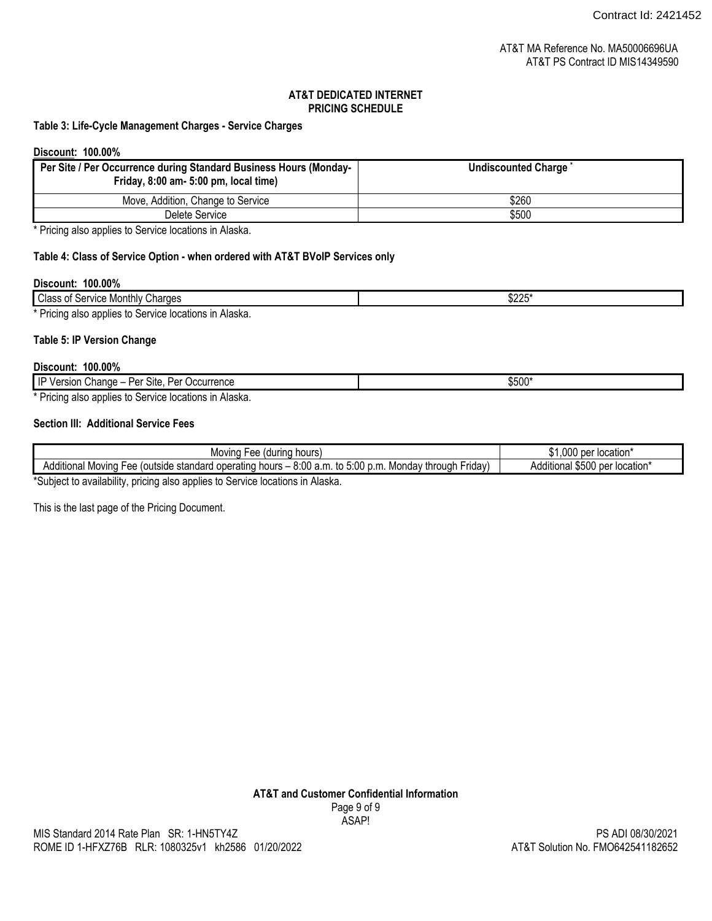AT&T MA Reference No. MA50006696UA
AT&T PS Contract ID MIS14349590

## AT&T DEDICATED INTERNET
## PRICING SCHEDULE

**Table 3: Life-Cycle Management Charges - Service Charges**

**Discount: 100.00%**

| Per Site / Per Occurrence during Standard Business Hours (Monday-Friday, 8:00 am- 5:00 pm, local time) | Undiscounted Charge * |
|---|---|
| Move, Addition, Change to Service | $260 |
| Delete Service | $500 |

* Pricing also applies to Service locations in Alaska.

**Table 4: Class of Service Option - when ordered with AT&T BVoIP Services only**

**Discount: 100.00%**

| | |
|---|---|
| Class of Service Monthly Charges | $225* |

* Pricing also applies to Service locations in Alaska.

**Table 5: IP Version Change**

**Discount: 100.00%**

| | |
|---|---|
| IP Version Change – Per Site, Per Occurrence | $500* |

* Pricing also applies to Service locations in Alaska.

**Section III: Additional Service Fees**

| | |
|---|---|
| Moving Fee (during hours) | $1,000 per location* |
| Additional Moving Fee (outside standard operating hours – 8:00 a.m. to 5:00 p.m. Monday through Friday) | Additional $500 per location* |

*Subject to availability, pricing also applies to Service locations in Alaska.

This is the last page of the Pricing Document.

**AT&T and Customer Confidential Information**

ASAP!

MIS Standard 2014 Rate Plan SR: 1-HN5TY4Z
ROME ID 1-HFXZ76B RLR: 1080325v1 kh2586 01/20/2022

PS ADI 08/30/2021
AT&T Solution No. FMO642541182652